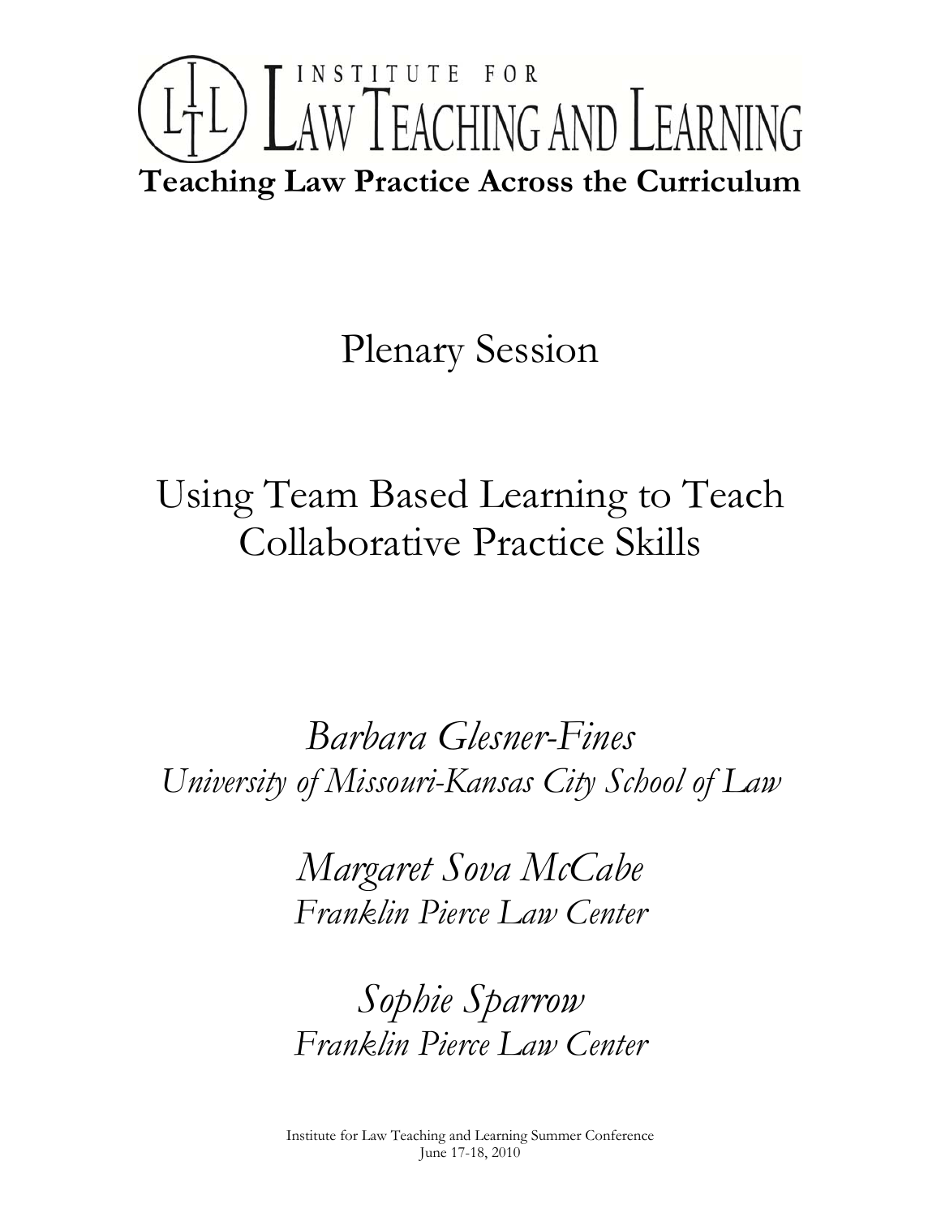# INSTITUTE FOR LAW TEACHING AND LEARNING

**Teaching Law Practice Across the Curriculum**

## Plenary Session

## Using Team Based Learning to Teach Collaborative Practice Skills

*Barbara Glesner-Fines*
*University of Missouri-Kansas City School of Law*

*Margaret Sova McCabe*
*Franklin Pierce Law Center*

*Sophie Sparrow*
*Franklin Pierce Law Center*

Institute for Law Teaching and Learning Summer Conference
June 17-18, 2010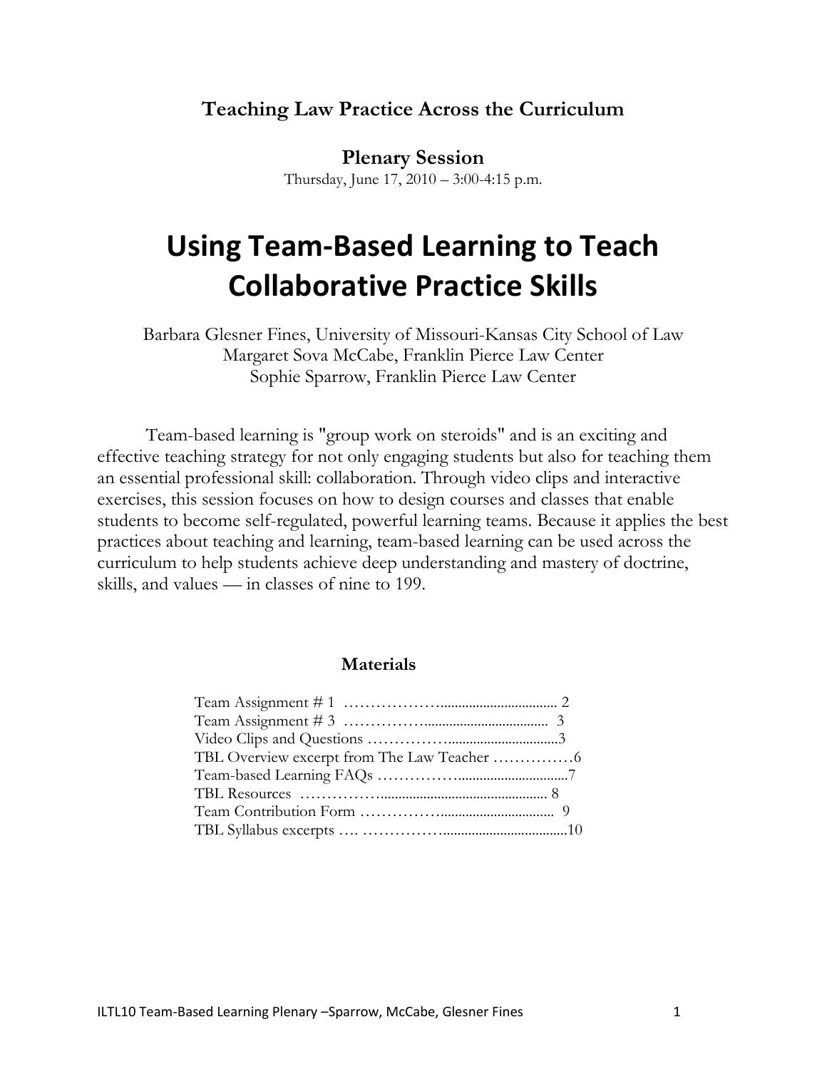**Teaching Law Practice Across the Curriculum**

**Plenary Session**

Thursday, June 17, 2010 – 3:00-4:15 p.m.

# Using Team-Based Learning to Teach Collaborative Practice Skills

Barbara Glesner Fines, University of Missouri-Kansas City School of Law
Margaret Sova McCabe, Franklin Pierce Law Center
Sophie Sparrow, Franklin Pierce Law Center

Team-based learning is "group work on steroids" and is an exciting and effective teaching strategy for not only engaging students but also for teaching them an essential professional skill: collaboration. Through video clips and interactive exercises, this session focuses on how to design courses and classes that enable students to become self-regulated, powerful learning teams. Because it applies the best practices about teaching and learning, team-based learning can be used across the curriculum to help students achieve deep understanding and mastery of doctrine, skills, and values — in classes of nine to 199.

### Materials

Team Assignment # 1 ………………................................ 2
Team Assignment # 3 …………….................................. 3
Video Clips and Questions ……………...............................3
TBL Overview excerpt from The Law Teacher ……………6
Team-based Learning FAQs ……………...............................7
TBL Resources ……………............................................... 8
Team Contribution Form …………….............................. 9
TBL Syllabus excerpts …. ……………..................................10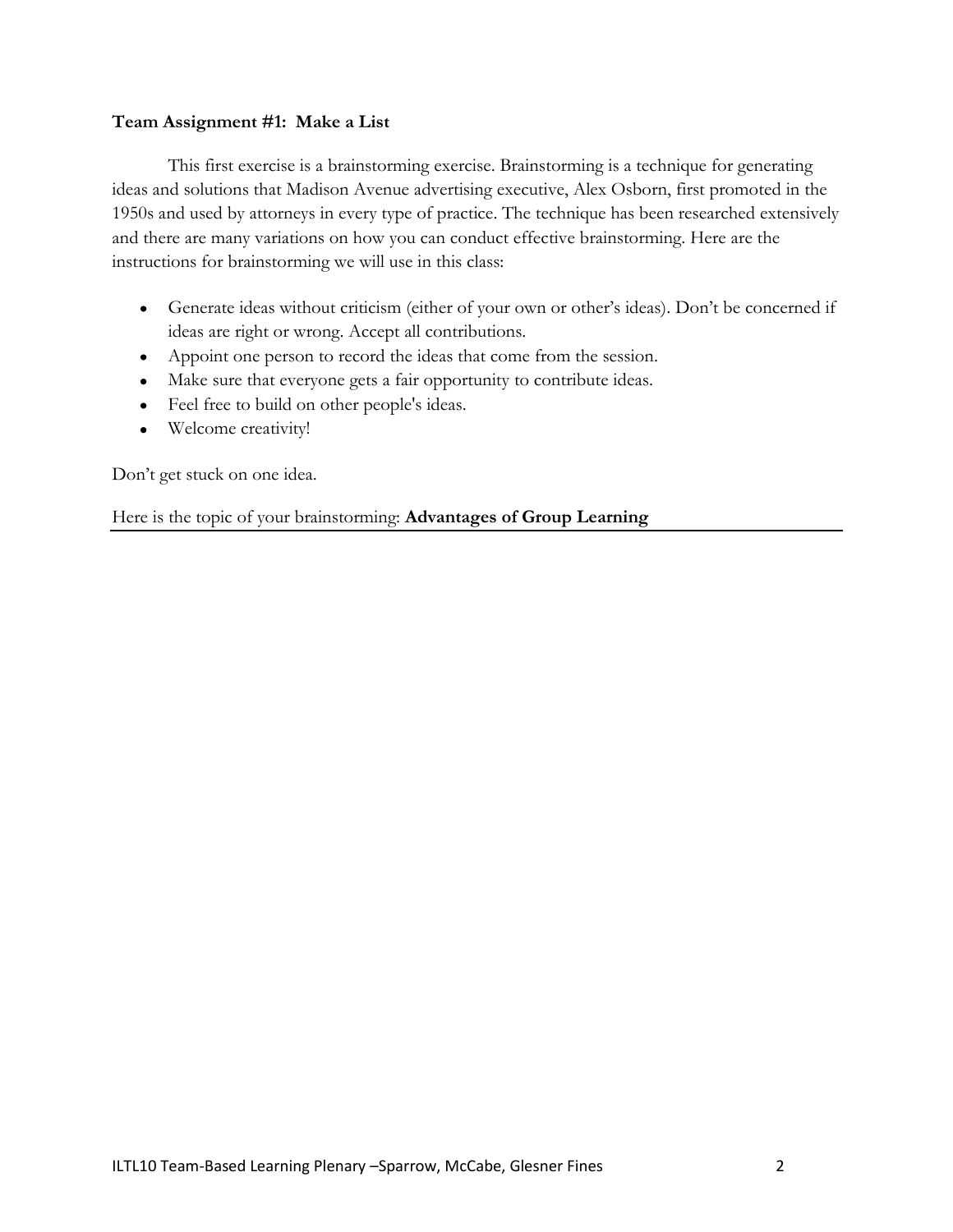**Team Assignment #1: Make a List**

This first exercise is a brainstorming exercise. Brainstorming is a technique for generating ideas and solutions that Madison Avenue advertising executive, Alex Osborn, first promoted in the 1950s and used by attorneys in every type of practice. The technique has been researched extensively and there are many variations on how you can conduct effective brainstorming. Here are the instructions for brainstorming we will use in this class:

- Generate ideas without criticism (either of your own or other's ideas). Don't be concerned if ideas are right or wrong. Accept all contributions.
- Appoint one person to record the ideas that come from the session.
- Make sure that everyone gets a fair opportunity to contribute ideas.
- Feel free to build on other people's ideas.
- Welcome creativity!

Don't get stuck on one idea.

Here is the topic of your brainstorming: **Advantages of Group Learning**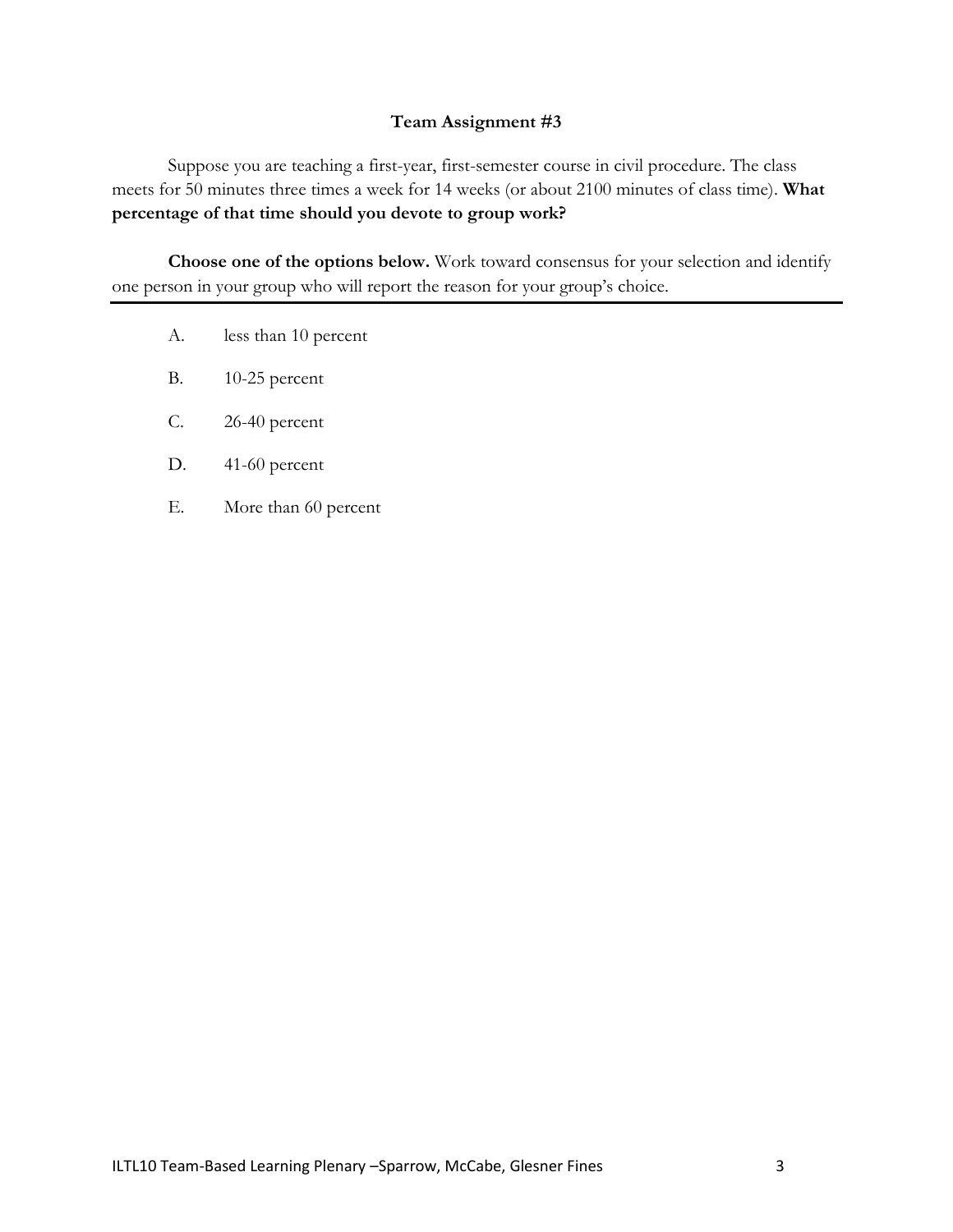## Team Assignment #3

Suppose you are teaching a first-year, first-semester course in civil procedure. The class meets for 50 minutes three times a week for 14 weeks (or about 2100 minutes of class time). **What percentage of that time should you devote to group work?**

**Choose one of the options below.** Work toward consensus for your selection and identify one person in your group who will report the reason for your group's choice.

---

A. less than 10 percent

B. 10-25 percent

C. 26-40 percent

D. 41-60 percent

E. More than 60 percent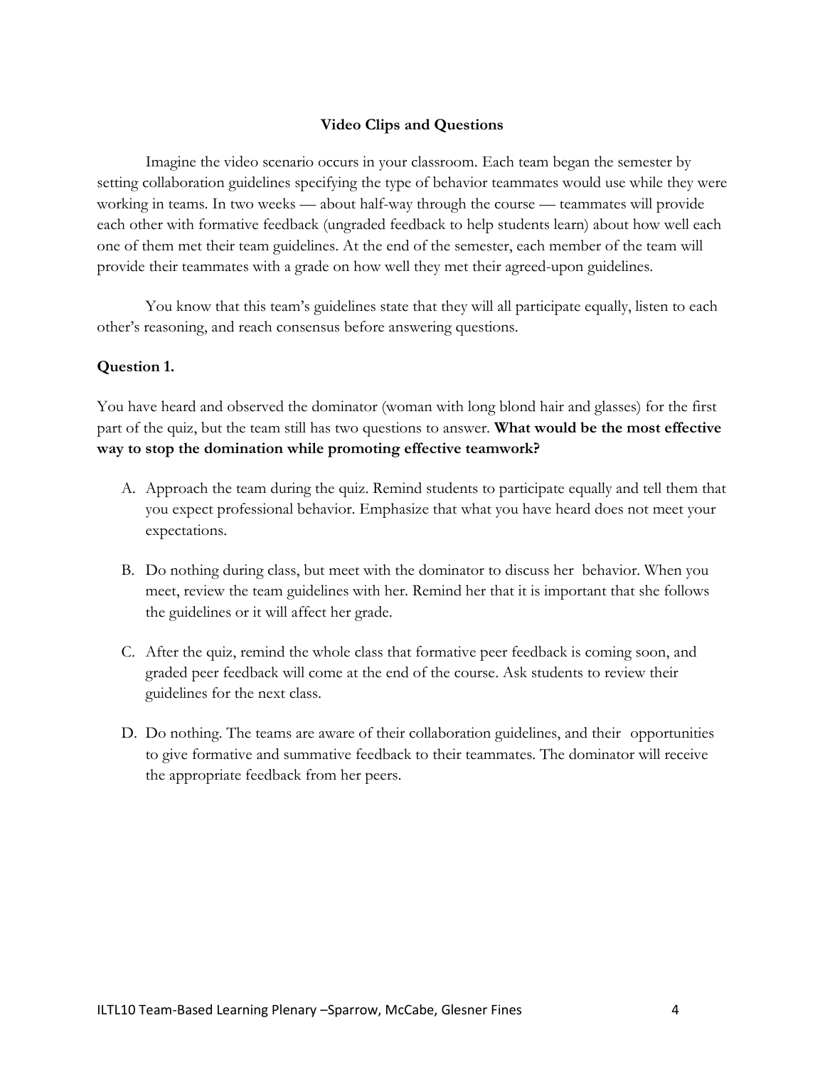## Video Clips and Questions

Imagine the video scenario occurs in your classroom. Each team began the semester by setting collaboration guidelines specifying the type of behavior teammates would use while they were working in teams. In two weeks — about half-way through the course — teammates will provide each other with formative feedback (ungraded feedback to help students learn) about how well each one of them met their team guidelines. At the end of the semester, each member of the team will provide their teammates with a grade on how well they met their agreed-upon guidelines.

You know that this team's guidelines state that they will all participate equally, listen to each other's reasoning, and reach consensus before answering questions.

### Question 1.

You have heard and observed the dominator (woman with long blond hair and glasses) for the first part of the quiz, but the team still has two questions to answer. **What would be the most effective way to stop the domination while promoting effective teamwork?**

A. Approach the team during the quiz. Remind students to participate equally and tell them that you expect professional behavior. Emphasize that what you have heard does not meet your expectations.

B. Do nothing during class, but meet with the dominator to discuss her behavior. When you meet, review the team guidelines with her. Remind her that it is important that she follows the guidelines or it will affect her grade.

C. After the quiz, remind the whole class that formative peer feedback is coming soon, and graded peer feedback will come at the end of the course. Ask students to review their guidelines for the next class.

D. Do nothing. The teams are aware of their collaboration guidelines, and their opportunities to give formative and summative feedback to their teammates. The dominator will receive the appropriate feedback from her peers.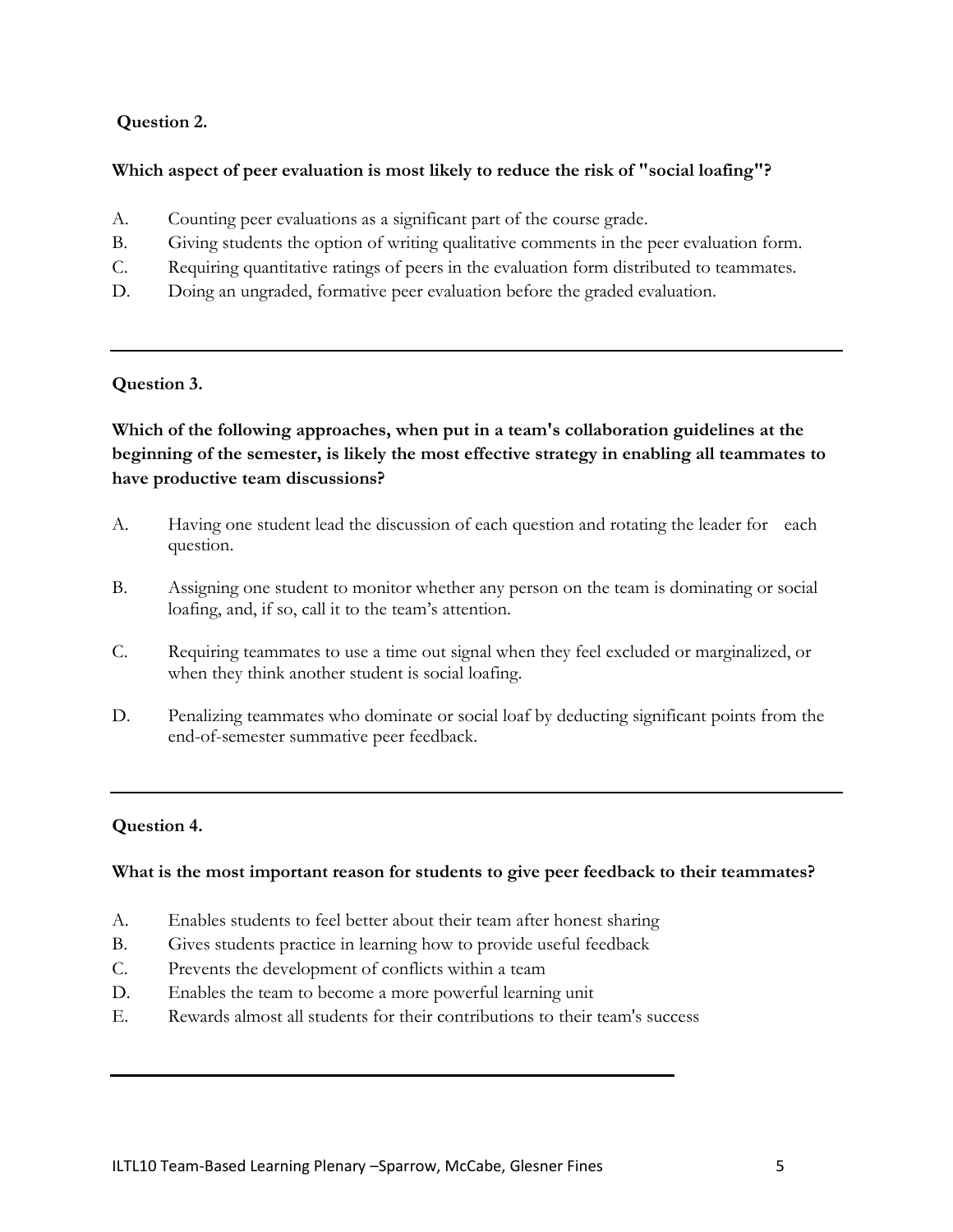**Question 2.**

**Which aspect of peer evaluation is most likely to reduce the risk of "social loafing"?**

A. Counting peer evaluations as a significant part of the course grade.
B. Giving students the option of writing qualitative comments in the peer evaluation form.
C. Requiring quantitative ratings of peers in the evaluation form distributed to teammates.
D. Doing an ungraded, formative peer evaluation before the graded evaluation.

---

**Question 3.**

**Which of the following approaches, when put in a team's collaboration guidelines at the beginning of the semester, is likely the most effective strategy in enabling all teammates to have productive team discussions?**

A. Having one student lead the discussion of each question and rotating the leader for each question.

B. Assigning one student to monitor whether any person on the team is dominating or social loafing, and, if so, call it to the team's attention.

C. Requiring teammates to use a time out signal when they feel excluded or marginalized, or when they think another student is social loafing.

D. Penalizing teammates who dominate or social loaf by deducting significant points from the end-of-semester summative peer feedback.

---

**Question 4.**

**What is the most important reason for students to give peer feedback to their teammates?**

A. Enables students to feel better about their team after honest sharing
B. Gives students practice in learning how to provide useful feedback
C. Prevents the development of conflicts within a team
D. Enables the team to become a more powerful learning unit
E. Rewards almost all students for their contributions to their team's success

---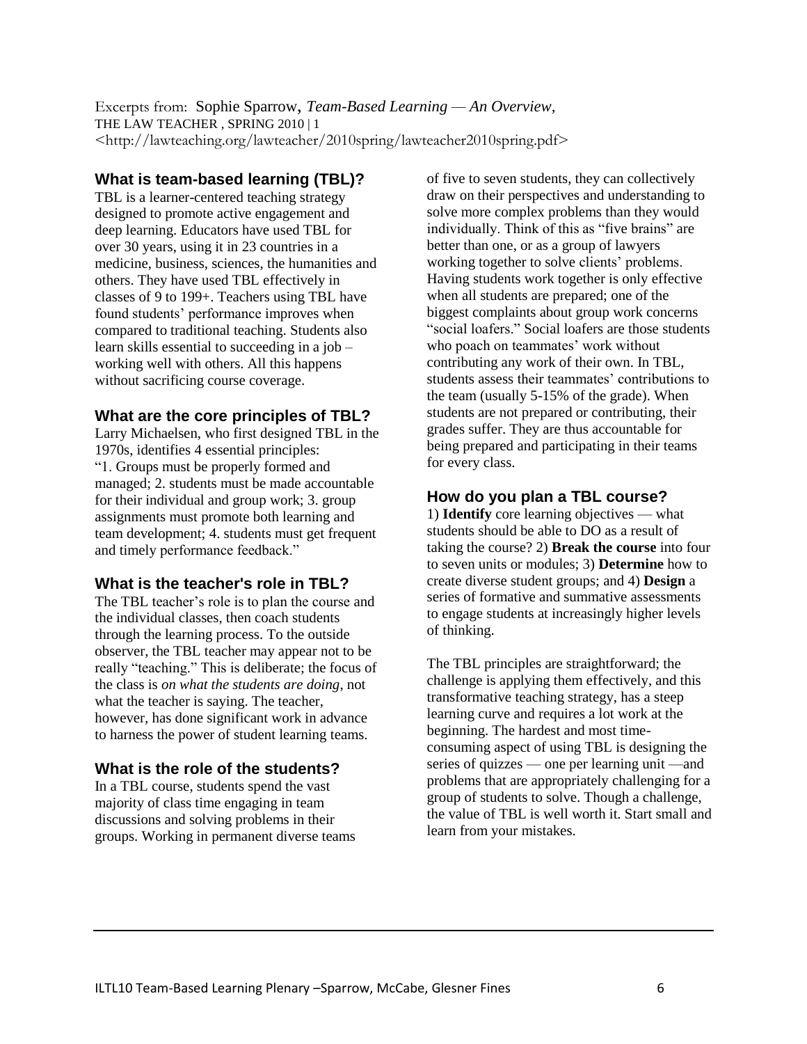Excerpts from: Sophie Sparrow, *Team-Based Learning — An Overview*, THE LAW TEACHER , SPRING 2010 | 1
<http://lawteaching.org/lawteacher/2010spring/lawteacher2010spring.pdf>

## What is team-based learning (TBL)?

TBL is a learner-centered teaching strategy designed to promote active engagement and deep learning. Educators have used TBL for over 30 years, using it in 23 countries in a medicine, business, sciences, the humanities and others. They have used TBL effectively in classes of 9 to 199+. Teachers using TBL have found students' performance improves when compared to traditional teaching. Students also learn skills essential to succeeding in a job – working well with others. All this happens without sacrificing course coverage.

## What are the core principles of TBL?

Larry Michaelsen, who first designed TBL in the 1970s, identifies 4 essential principles: "1. Groups must be properly formed and managed; 2. students must be made accountable for their individual and group work; 3. group assignments must promote both learning and team development; 4. students must get frequent and timely performance feedback."

## What is the teacher's role in TBL?

The TBL teacher's role is to plan the course and the individual classes, then coach students through the learning process. To the outside observer, the TBL teacher may appear not to be really "teaching." This is deliberate; the focus of the class is *on what the students are doing*, not what the teacher is saying. The teacher, however, has done significant work in advance to harness the power of student learning teams.

## What is the role of the students?

In a TBL course, students spend the vast majority of class time engaging in team discussions and solving problems in their groups. Working in permanent diverse teams of five to seven students, they can collectively draw on their perspectives and understanding to solve more complex problems than they would individually. Think of this as "five brains" are better than one, or as a group of lawyers working together to solve clients' problems. Having students work together is only effective when all students are prepared; one of the biggest complaints about group work concerns "social loafers." Social loafers are those students who poach on teammates' work without contributing any work of their own. In TBL, students assess their teammates' contributions to the team (usually 5-15% of the grade). When students are not prepared or contributing, their grades suffer. They are thus accountable for being prepared and participating in their teams for every class.

## How do you plan a TBL course?

1) **Identify** core learning objectives — what students should be able to DO as a result of taking the course? 2) **Break the course** into four to seven units or modules; 3) **Determine** how to create diverse student groups; and 4) **Design** a series of formative and summative assessments to engage students at increasingly higher levels of thinking.

The TBL principles are straightforward; the challenge is applying them effectively, and this transformative teaching strategy, has a steep learning curve and requires a lot work at the beginning. The hardest and most time-consuming aspect of using TBL is designing the series of quizzes — one per learning unit —and problems that are appropriately challenging for a group of students to solve. Though a challenge, the value of TBL is well worth it. Start small and learn from your mistakes.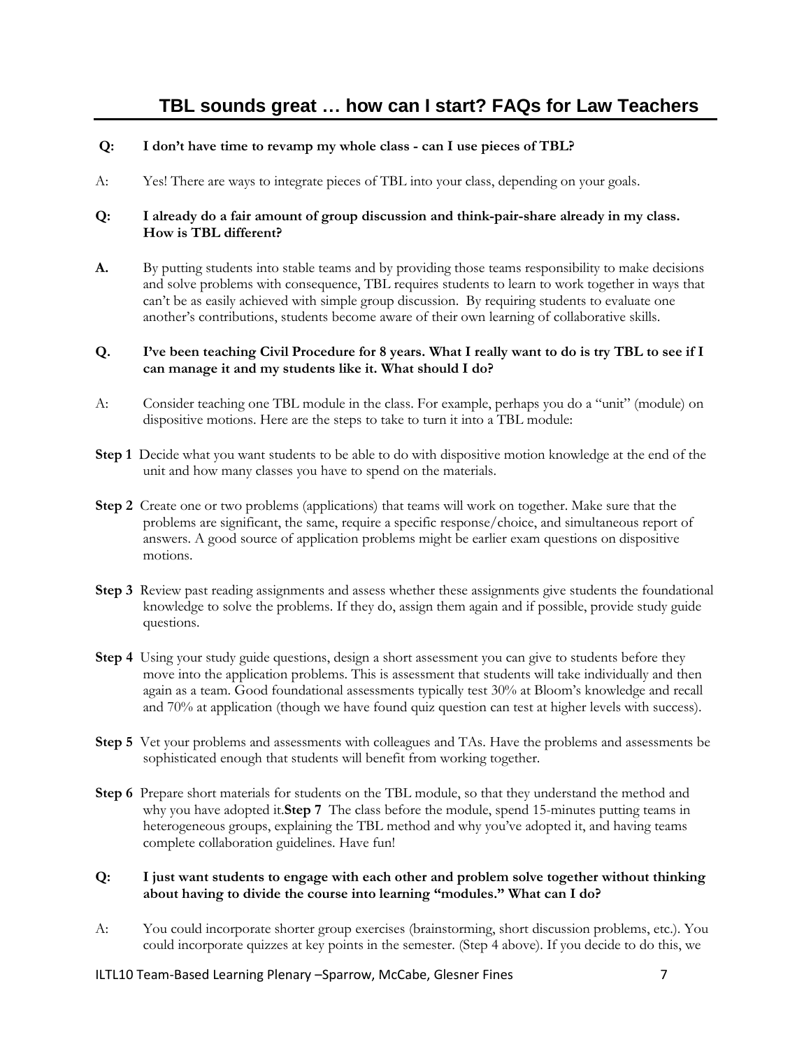## TBL sounds great … how can I start? FAQs for Law Teachers

**Q: I don't have time to revamp my whole class - can I use pieces of TBL?**

A: Yes! There are ways to integrate pieces of TBL into your class, depending on your goals.

**Q: I already do a fair amount of group discussion and think-pair-share already in my class. How is TBL different?**

**A.** By putting students into stable teams and by providing those teams responsibility to make decisions and solve problems with consequence, TBL requires students to learn to work together in ways that can't be as easily achieved with simple group discussion. By requiring students to evaluate one another's contributions, students become aware of their own learning of collaborative skills.

**Q. I've been teaching Civil Procedure for 8 years. What I really want to do is try TBL to see if I can manage it and my students like it. What should I do?**

A: Consider teaching one TBL module in the class. For example, perhaps you do a "unit" (module) on dispositive motions. Here are the steps to take to turn it into a TBL module:

**Step 1** Decide what you want students to be able to do with dispositive motion knowledge at the end of the unit and how many classes you have to spend on the materials.

**Step 2** Create one or two problems (applications) that teams will work on together. Make sure that the problems are significant, the same, require a specific response/choice, and simultaneous report of answers. A good source of application problems might be earlier exam questions on dispositive motions.

**Step 3** Review past reading assignments and assess whether these assignments give students the foundational knowledge to solve the problems. If they do, assign them again and if possible, provide study guide questions.

**Step 4** Using your study guide questions, design a short assessment you can give to students before they move into the application problems. This is assessment that students will take individually and then again as a team. Good foundational assessments typically test 30% at Bloom's knowledge and recall and 70% at application (though we have found quiz question can test at higher levels with success).

**Step 5** Vet your problems and assessments with colleagues and TAs. Have the problems and assessments be sophisticated enough that students will benefit from working together.

**Step 6** Prepare short materials for students on the TBL module, so that they understand the method and why you have adopted it.

**Step 7** The class before the module, spend 15-minutes putting teams in heterogeneous groups, explaining the TBL method and why you've adopted it, and having teams complete collaboration guidelines. Have fun!

**Q: I just want students to engage with each other and problem solve together without thinking about having to divide the course into learning "modules." What can I do?**

A: You could incorporate shorter group exercises (brainstorming, short discussion problems, etc.). You could incorporate quizzes at key points in the semester. (Step 4 above). If you decide to do this, we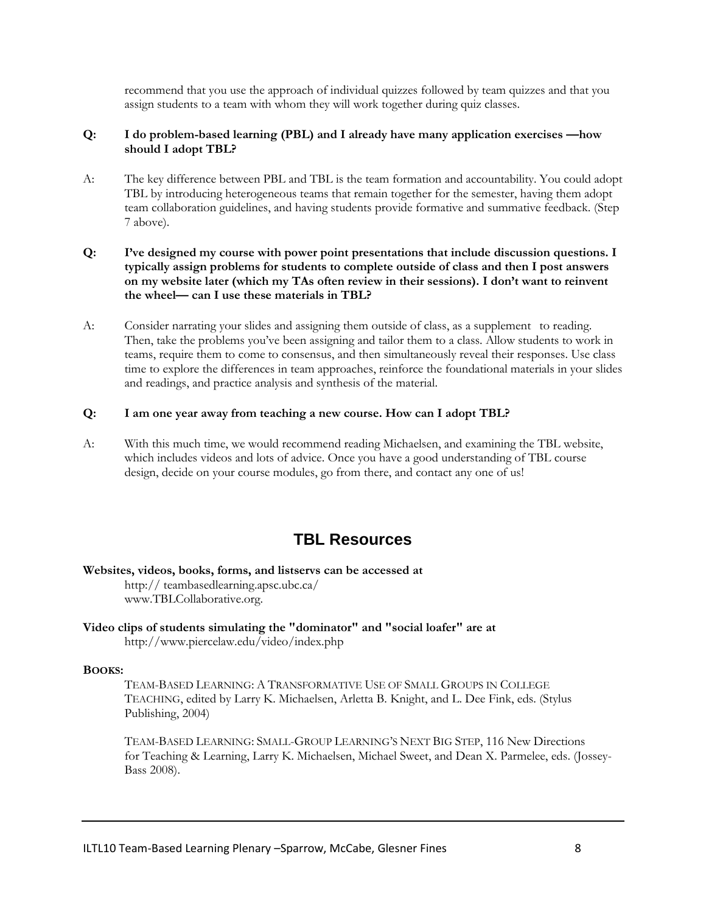recommend that you use the approach of individual quizzes followed by team quizzes and that you assign students to a team with whom they will work together during quiz classes.

**Q: I do problem-based learning (PBL) and I already have many application exercises —how should I adopt TBL?**

A: The key difference between PBL and TBL is the team formation and accountability. You could adopt TBL by introducing heterogeneous teams that remain together for the semester, having them adopt team collaboration guidelines, and having students provide formative and summative feedback. (Step 7 above).

**Q: I've designed my course with power point presentations that include discussion questions. I typically assign problems for students to complete outside of class and then I post answers on my website later (which my TAs often review in their sessions). I don't want to reinvent the wheel— can I use these materials in TBL?**

A: Consider narrating your slides and assigning them outside of class, as a supplement to reading. Then, take the problems you've been assigning and tailor them to a class. Allow students to work in teams, require them to come to consensus, and then simultaneously reveal their responses. Use class time to explore the differences in team approaches, reinforce the foundational materials in your slides and readings, and practice analysis and synthesis of the material.

**Q: I am one year away from teaching a new course. How can I adopt TBL?**

A: With this much time, we would recommend reading Michaelsen, and examining the TBL website, which includes videos and lots of advice. Once you have a good understanding of TBL course design, decide on your course modules, go from there, and contact any one of us!

## TBL Resources

**Websites, videos, books, forms, and listservs can be accessed at**

http:// teambasedlearning.apsc.ubc.ca/
www.TBLCollaborative.org.

**Video clips of students simulating the "dominator" and "social loafer" are at**

http://www.piercelaw.edu/video/index.php

**BOOKS:**

TEAM-BASED LEARNING: A TRANSFORMATIVE USE OF SMALL GROUPS IN COLLEGE TEACHING, edited by Larry K. Michaelsen, Arletta B. Knight, and L. Dee Fink, eds. (Stylus Publishing, 2004)

TEAM-BASED LEARNING: SMALL-GROUP LEARNING'S NEXT BIG STEP, 116 New Directions for Teaching & Learning, Larry K. Michaelsen, Michael Sweet, and Dean X. Parmelee, eds. (Jossey-Bass 2008).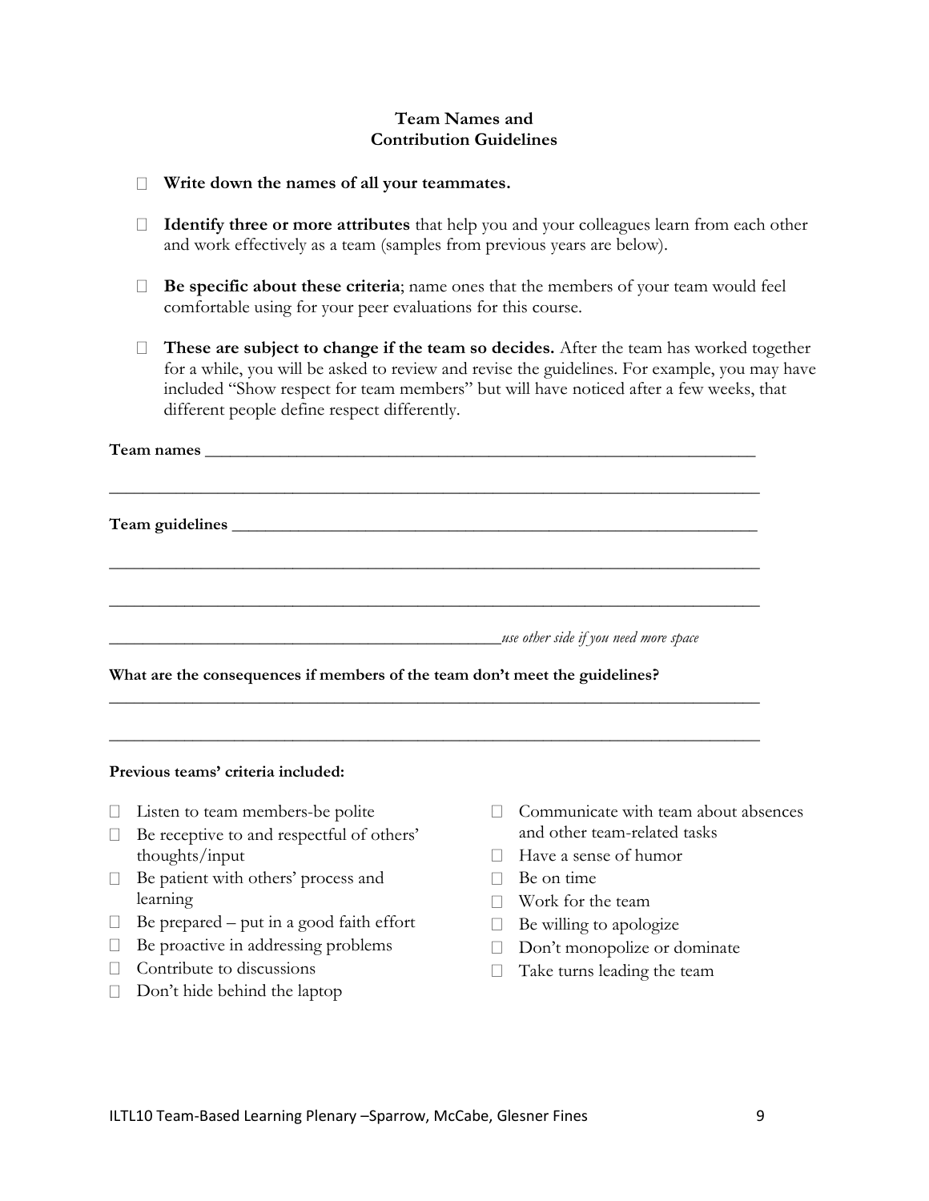**Team Names and**
**Contribution Guidelines**

- **Write down the names of all your teammates.**
- **Identify three or more attributes** that help you and your colleagues learn from each other and work effectively as a team (samples from previous years are below).
- **Be specific about these criteria**; name ones that the members of your team would feel comfortable using for your peer evaluations for this course.
- **These are subject to change if the team so decides.** After the team has worked together for a while, you will be asked to review and revise the guidelines. For example, you may have included "Show respect for team members" but will have noticed after a few weeks, that different people define respect differently.

**Team names** ____________________________________________________________

______________________________________________________________________

**Team guidelines** ________________________________________________________

______________________________________________________________________

______________________________________________________________________

_____________________________________________ *use other side if you need more space*

**What are the consequences if members of the team don't meet the guidelines?**

______________________________________________________________________

______________________________________________________________________

**Previous teams' criteria included:**

- Listen to team members-be polite
- Be receptive to and respectful of others' thoughts/input
- Be patient with others' process and learning
- Be prepared – put in a good faith effort
- Be proactive in addressing problems
- Contribute to discussions
- Don't hide behind the laptop
- Communicate with team about absences and other team-related tasks
- Have a sense of humor
- Be on time
- Work for the team
- Be willing to apologize
- Don't monopolize or dominate
- Take turns leading the team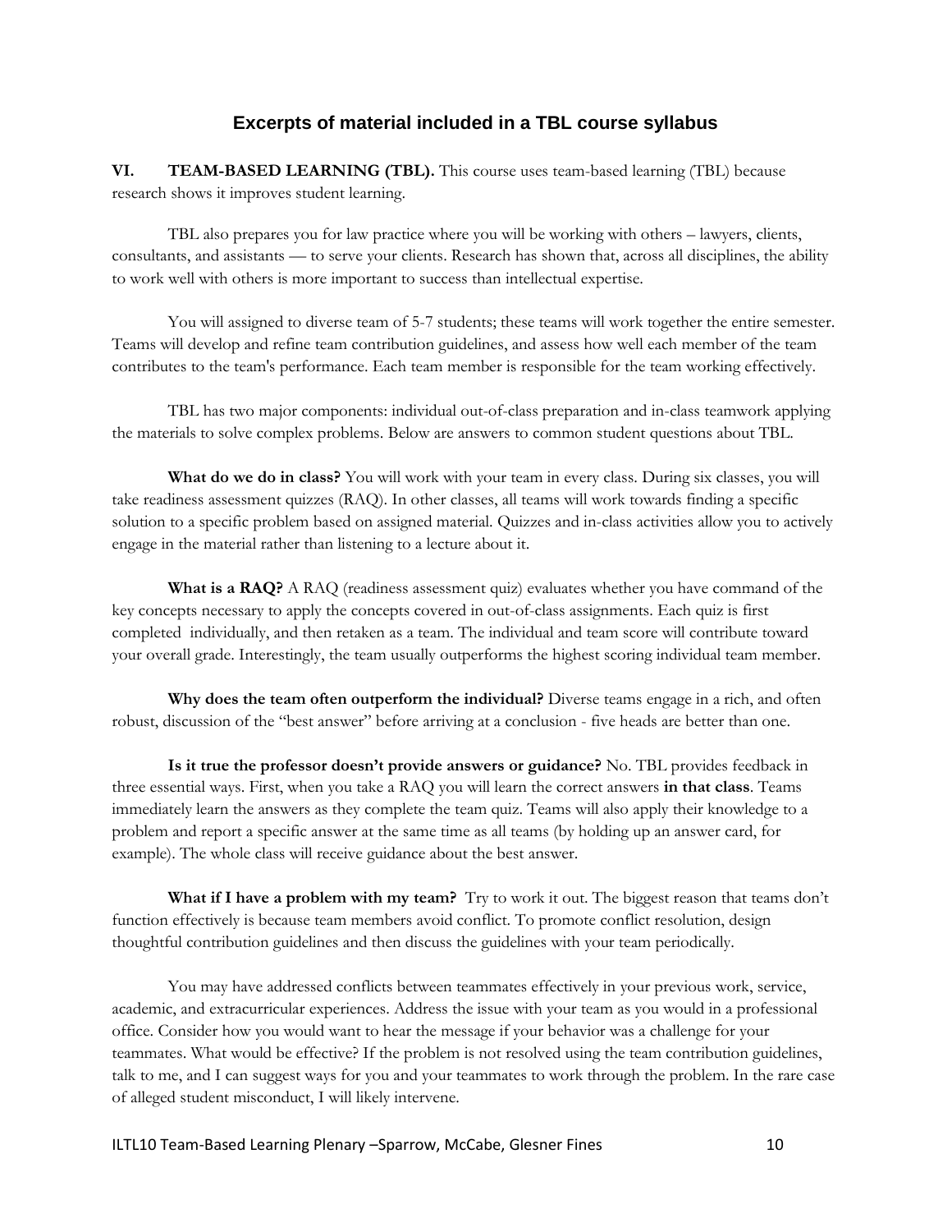## Excerpts of material included in a TBL course syllabus

**VI. TEAM-BASED LEARNING (TBL).** This course uses team-based learning (TBL) because research shows it improves student learning.

TBL also prepares you for law practice where you will be working with others – lawyers, clients, consultants, and assistants — to serve your clients. Research has shown that, across all disciplines, the ability to work well with others is more important to success than intellectual expertise.

You will assigned to diverse team of 5-7 students; these teams will work together the entire semester. Teams will develop and refine team contribution guidelines, and assess how well each member of the team contributes to the team's performance. Each team member is responsible for the team working effectively.

TBL has two major components: individual out-of-class preparation and in-class teamwork applying the materials to solve complex problems. Below are answers to common student questions about TBL.

**What do we do in class?** You will work with your team in every class. During six classes, you will take readiness assessment quizzes (RAQ). In other classes, all teams will work towards finding a specific solution to a specific problem based on assigned material. Quizzes and in-class activities allow you to actively engage in the material rather than listening to a lecture about it.

**What is a RAQ?** A RAQ (readiness assessment quiz) evaluates whether you have command of the key concepts necessary to apply the concepts covered in out-of-class assignments. Each quiz is first completed individually, and then retaken as a team. The individual and team score will contribute toward your overall grade. Interestingly, the team usually outperforms the highest scoring individual team member.

**Why does the team often outperform the individual?** Diverse teams engage in a rich, and often robust, discussion of the "best answer" before arriving at a conclusion - five heads are better than one.

**Is it true the professor doesn't provide answers or guidance?** No. TBL provides feedback in three essential ways. First, when you take a RAQ you will learn the correct answers **in that class**. Teams immediately learn the answers as they complete the team quiz. Teams will also apply their knowledge to a problem and report a specific answer at the same time as all teams (by holding up an answer card, for example). The whole class will receive guidance about the best answer.

**What if I have a problem with my team?** Try to work it out. The biggest reason that teams don't function effectively is because team members avoid conflict. To promote conflict resolution, design thoughtful contribution guidelines and then discuss the guidelines with your team periodically.

You may have addressed conflicts between teammates effectively in your previous work, service, academic, and extracurricular experiences. Address the issue with your team as you would in a professional office. Consider how you would want to hear the message if your behavior was a challenge for your teammates. What would be effective? If the problem is not resolved using the team contribution guidelines, talk to me, and I can suggest ways for you and your teammates to work through the problem. In the rare case of alleged student misconduct, I will likely intervene.